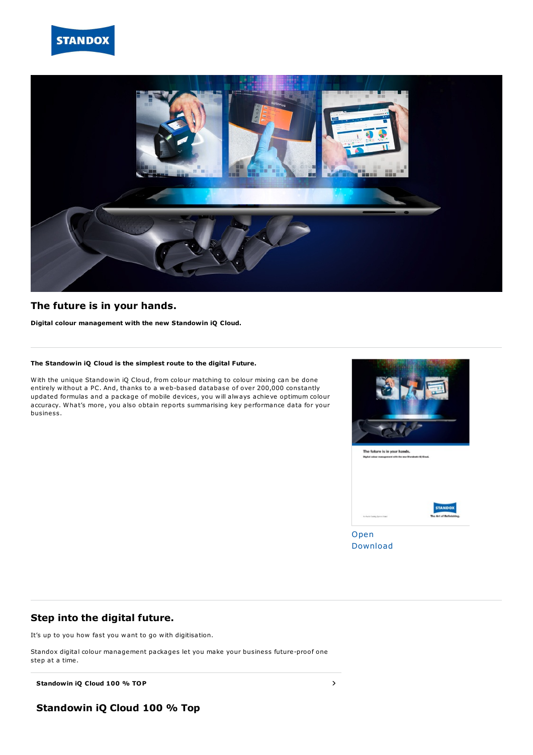# The future is in your hands.

**Digital colour management with the new Standowin iQ Cloud.**

**The Standowin iQ Cloud is the simplest route to the digital Future.**

With the unique Standowin iQ Cloud, from colour matching to colour mixing can be done entirely without a PC. And, thanks to a web-based database of over 200,000 constantly updated formulas and a package of mobile devices, you will always achieve optimum colour accuracy. What's more, you also obtain reports summarising key performance data for your business.

Open
Download

## Step into the digital future.

It's up to you how fast you want to go with digitisation.

Standox digital colour management packages let you make your business future-proof one step at a time.

**Standowin iQ Cloud 100 % TOP**

## Standowin iQ Cloud 100 % Top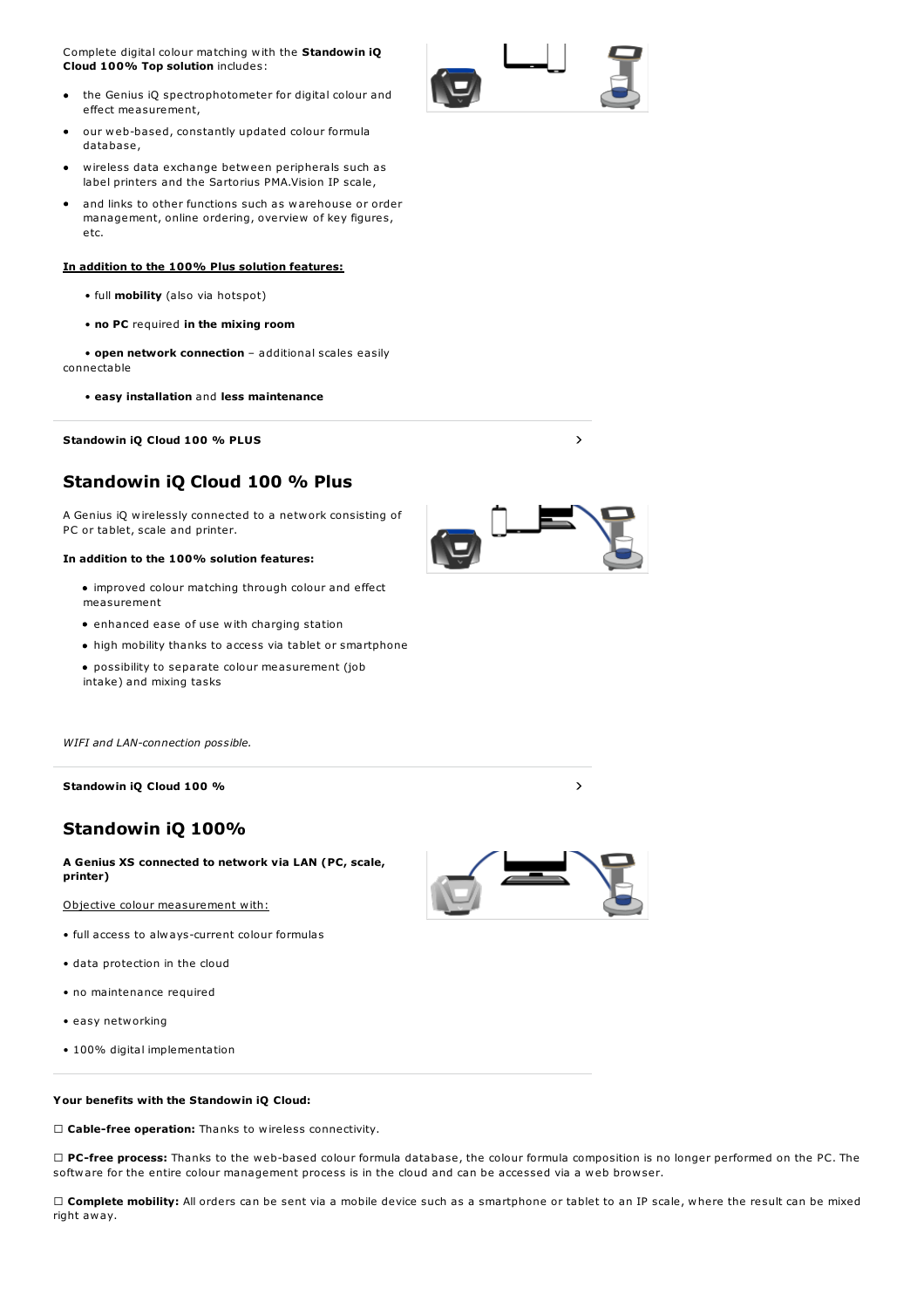Complete digital colour matching with the **Standowin iQ Cloud 100% Top solution** includes:

- the Genius iQ spectrophotometer for digital colour and effect measurement,
- our web-based, constantly updated colour formula database,
- wireless data exchange between peripherals such as label printers and the Sartorius PMA.Vision IP scale,
- and links to other functions such as warehouse or order management, online ordering, overview of key figures, etc.

**In addition to the 100% Plus solution features:**

- full **mobility** (also via hotspot)
- **no PC** required **in the mixing room**
- **open network connection** – additional scales easily connectable
- **easy installation** and **less maintenance**

**Standowin iQ Cloud 100 % PLUS**

## Standowin iQ Cloud 100 % Plus

A Genius iQ wirelessly connected to a network consisting of PC or tablet, scale and printer.

**In addition to the 100% solution features:**

- improved colour matching through colour and effect measurement
- enhanced ease of use with charging station
- high mobility thanks to access via tablet or smartphone
- possibility to separate colour measurement (job intake) and mixing tasks

*WIFI and LAN-connection possible.*

**Standowin iQ Cloud 100 %**

## Standowin iQ 100%

**A Genius XS connected to network via LAN (PC, scale, printer)**

Objective colour measurement with:

- full access to always-current colour formulas
- data protection in the cloud
- no maintenance required
- easy networking
- 100% digital implementation

**Your benefits with the Standowin iQ Cloud:**

☐ **Cable-free operation:** Thanks to wireless connectivity.

☐ **PC-free process:** Thanks to the web-based colour formula database, the colour formula composition is no longer performed on the PC. The software for the entire colour management process is in the cloud and can be accessed via a web browser.

☐ **Complete mobility:** All orders can be sent via a mobile device such as a smartphone or tablet to an IP scale, where the result can be mixed right away.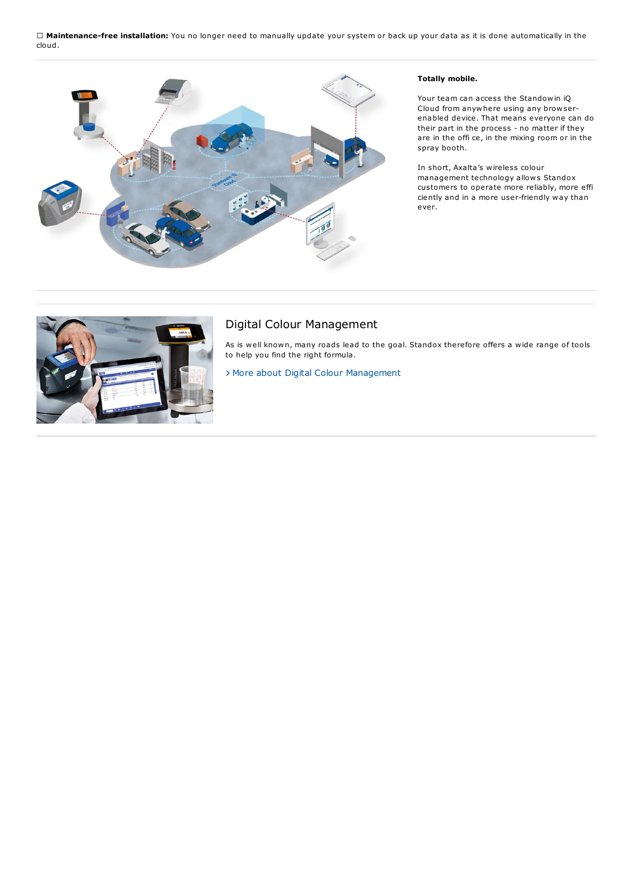☐ **Maintenance-free installation:** You no longer need to manually update your system or back up your data as it is done automatically in the cloud.

**Totally mobile.**

Your team can access the Standowin iQ Cloud from anywhere using any browser-enabled device. That means everyone can do their part in the process - no matter if they are in the offi ce, in the mixing room or in the spray booth.

In short, Axalta's wireless colour management technology allows Standox customers to operate more reliably, more effi ciently and in a more user-friendly way than ever.

## Digital Colour Management

As is well known, many roads lead to the goal. Standox therefore offers a wide range of tools to help you find the right formula.

> More about Digital Colour Management